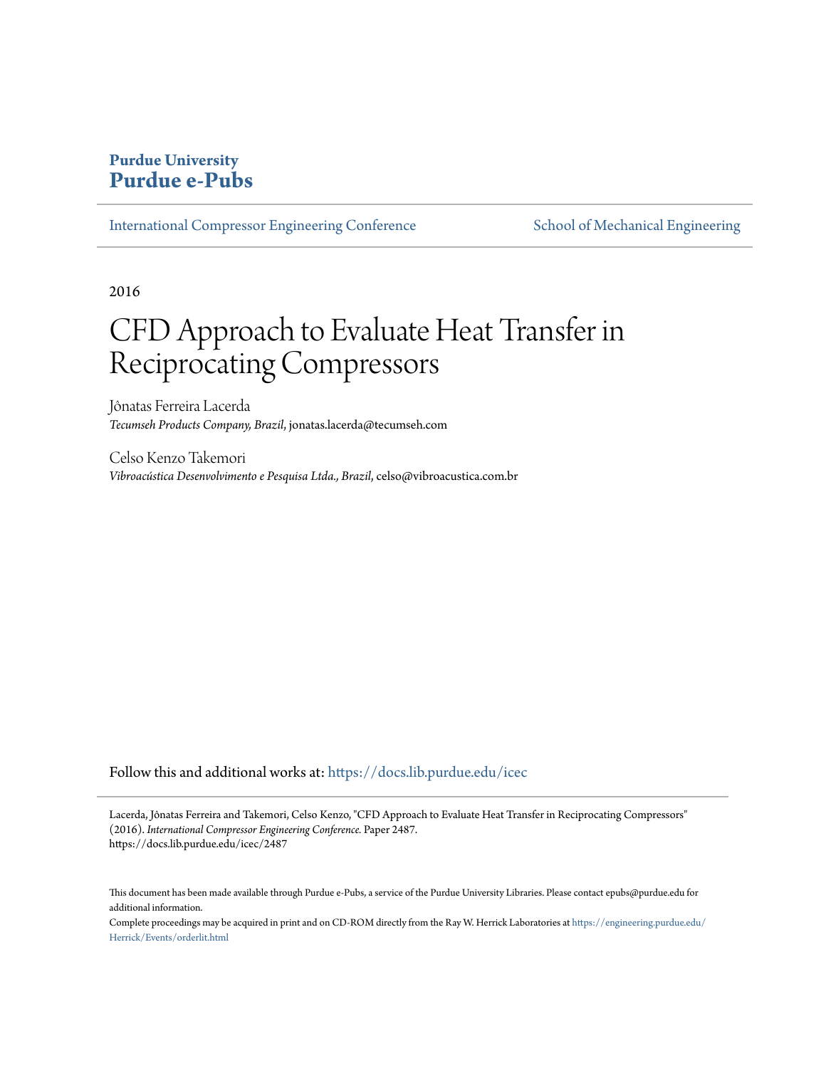**Purdue University**
**Purdue e-Pubs**

International Compressor Engineering Conference | School of Mechanical Engineering

2016

# CFD Approach to Evaluate Heat Transfer in Reciprocating Compressors

Jônatas Ferreira Lacerda
*Tecumseh Products Company, Brazil*, jonatas.lacerda@tecumseh.com

Celso Kenzo Takemori
*Vibroacústica Desenvolvimento e Pesquisa Ltda., Brazil*, celso@vibroacustica.com.br

Follow this and additional works at: https://docs.lib.purdue.edu/icec

Lacerda, Jônatas Ferreira and Takemori, Celso Kenzo, "CFD Approach to Evaluate Heat Transfer in Reciprocating Compressors" (2016). *International Compressor Engineering Conference*. Paper 2487.
https://docs.lib.purdue.edu/icec/2487

This document has been made available through Purdue e-Pubs, a service of the Purdue University Libraries. Please contact epubs@purdue.edu for additional information.

Complete proceedings may be acquired in print and on CD-ROM directly from the Ray W. Herrick Laboratories at https://engineering.purdue.edu/Herrick/Events/orderlit.html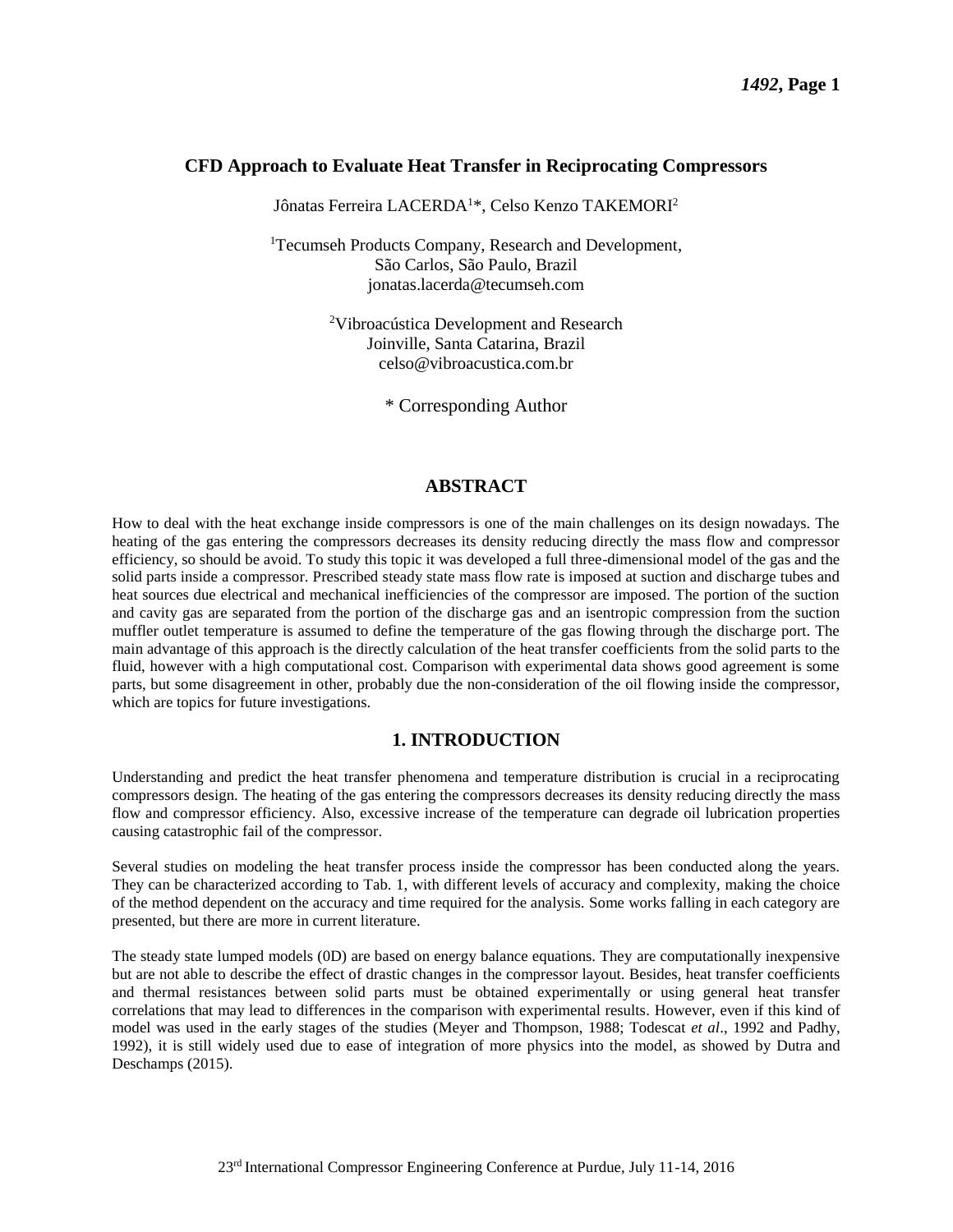## CFD Approach to Evaluate Heat Transfer in Reciprocating Compressors

Jônatas Ferreira LACERDA[1]*, Celso Kenzo TAKEMORI[2]

[1]Tecumseh Products Company, Research and Development,
São Carlos, São Paulo, Brazil
jonatas.lacerda@tecumseh.com

[2]Vibroacústica Development and Research
Joinville, Santa Catarina, Brazil
celso@vibroacustica.com.br

\* Corresponding Author

## ABSTRACT

How to deal with the heat exchange inside compressors is one of the main challenges on its design nowadays. The heating of the gas entering the compressors decreases its density reducing directly the mass flow and compressor efficiency, so should be avoid. To study this topic it was developed a full three-dimensional model of the gas and the solid parts inside a compressor. Prescribed steady state mass flow rate is imposed at suction and discharge tubes and heat sources due electrical and mechanical inefficiencies of the compressor are imposed. The portion of the suction and cavity gas are separated from the portion of the discharge gas and an isentropic compression from the suction muffler outlet temperature is assumed to define the temperature of the gas flowing through the discharge port. The main advantage of this approach is the directly calculation of the heat transfer coefficients from the solid parts to the fluid, however with a high computational cost. Comparison with experimental data shows good agreement is some parts, but some disagreement in other, probably due the non-consideration of the oil flowing inside the compressor, which are topics for future investigations.

## 1. INTRODUCTION

Understanding and predict the heat transfer phenomena and temperature distribution is crucial in a reciprocating compressors design. The heating of the gas entering the compressors decreases its density reducing directly the mass flow and compressor efficiency. Also, excessive increase of the temperature can degrade oil lubrication properties causing catastrophic fail of the compressor.

Several studies on modeling the heat transfer process inside the compressor has been conducted along the years. They can be characterized according to Tab. 1, with different levels of accuracy and complexity, making the choice of the method dependent on the accuracy and time required for the analysis. Some works falling in each category are presented, but there are more in current literature.

The steady state lumped models (0D) are based on energy balance equations. They are computationally inexpensive but are not able to describe the effect of drastic changes in the compressor layout. Besides, heat transfer coefficients and thermal resistances between solid parts must be obtained experimentally or using general heat transfer correlations that may lead to differences in the comparison with experimental results. However, even if this kind of model was used in the early stages of the studies (Meyer and Thompson, 1988; Todescat *et al*., 1992 and Padhy, 1992), it is still widely used due to ease of integration of more physics into the model, as showed by Dutra and Deschamps (2015).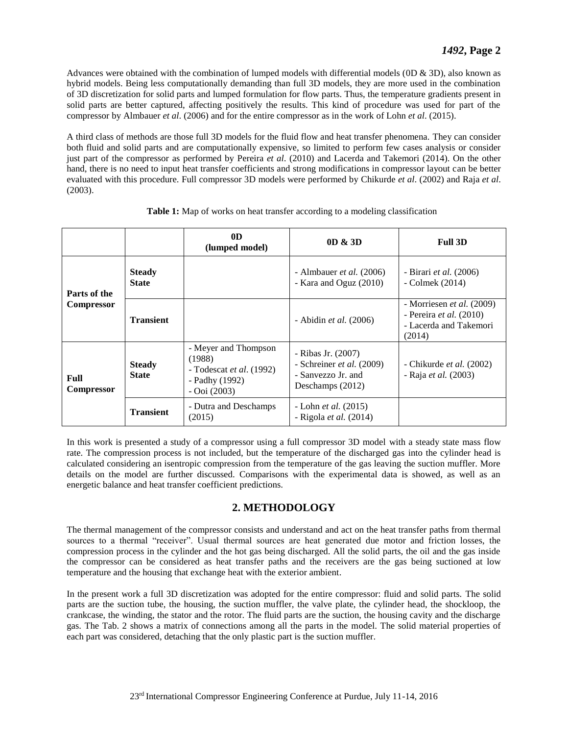Advances were obtained with the combination of lumped models with differential models (0D & 3D), also known as hybrid models. Being less computationally demanding than full 3D models, they are more used in the combination of 3D discretization for solid parts and lumped formulation for flow parts. Thus, the temperature gradients present in solid parts are better captured, affecting positively the results. This kind of procedure was used for part of the compressor by Almbauer *et al*. (2006) and for the entire compressor as in the work of Lohn *et al*. (2015).

A third class of methods are those full 3D models for the fluid flow and heat transfer phenomena. They can consider both fluid and solid parts and are computationally expensive, so limited to perform few cases analysis or consider just part of the compressor as performed by Pereira *et al*. (2010) and Lacerda and Takemori (2014). On the other hand, there is no need to input heat transfer coefficients and strong modifications in compressor layout can be better evaluated with this procedure. Full compressor 3D models were performed by Chikurde *et al*. (2002) and Raja *et al*. (2003).

**Table 1:** Map of works on heat transfer according to a modeling classification

| | | **0D (lumped model)** | **0D & 3D** | **Full 3D** |
|---|---|---|---|---|
| **Parts of the Compressor** | **Steady State** | | - Almbauer *et al.* (2006)<br>- Kara and Oguz (2010) | - Birari *et al.* (2006)<br>- Colmek (2014) |
| | **Transient** | | - Abidin *et al.* (2006) | - Morriesen *et al.* (2009)<br>- Pereira *et al.* (2010)<br>- Lacerda and Takemori (2014) |
| **Full Compressor** | **Steady State** | - Meyer and Thompson (1988)<br>- Todescat *et al*. (1992)<br>- Padhy (1992)<br>- Ooi (2003) | - Ribas Jr. (2007)<br>- Schreiner *et al.* (2009)<br>- Sanvezzo Jr. and Deschamps (2012) | - Chikurde *et al.* (2002)<br>- Raja *et al.* (2003) |
| | **Transient** | - Dutra and Deschamps (2015) | - Lohn *et al.* (2015)<br>- Rigola *et al.* (2014) | |

In this work is presented a study of a compressor using a full compressor 3D model with a steady state mass flow rate. The compression process is not included, but the temperature of the discharged gas into the cylinder head is calculated considering an isentropic compression from the temperature of the gas leaving the suction muffler. More details on the model are further discussed. Comparisons with the experimental data is showed, as well as an energetic balance and heat transfer coefficient predictions.

## 2. METHODOLOGY

The thermal management of the compressor consists and understand and act on the heat transfer paths from thermal sources to a thermal "receiver". Usual thermal sources are heat generated due motor and friction losses, the compression process in the cylinder and the hot gas being discharged. All the solid parts, the oil and the gas inside the compressor can be considered as heat transfer paths and the receivers are the gas being suctioned at low temperature and the housing that exchange heat with the exterior ambient.

In the present work a full 3D discretization was adopted for the entire compressor: fluid and solid parts. The solid parts are the suction tube, the housing, the suction muffler, the valve plate, the cylinder head, the shockloop, the crankcase, the winding, the stator and the rotor. The fluid parts are the suction, the housing cavity and the discharge gas. The Tab. 2 shows a matrix of connections among all the parts in the model. The solid material properties of each part was considered, detaching that the only plastic part is the suction muffler.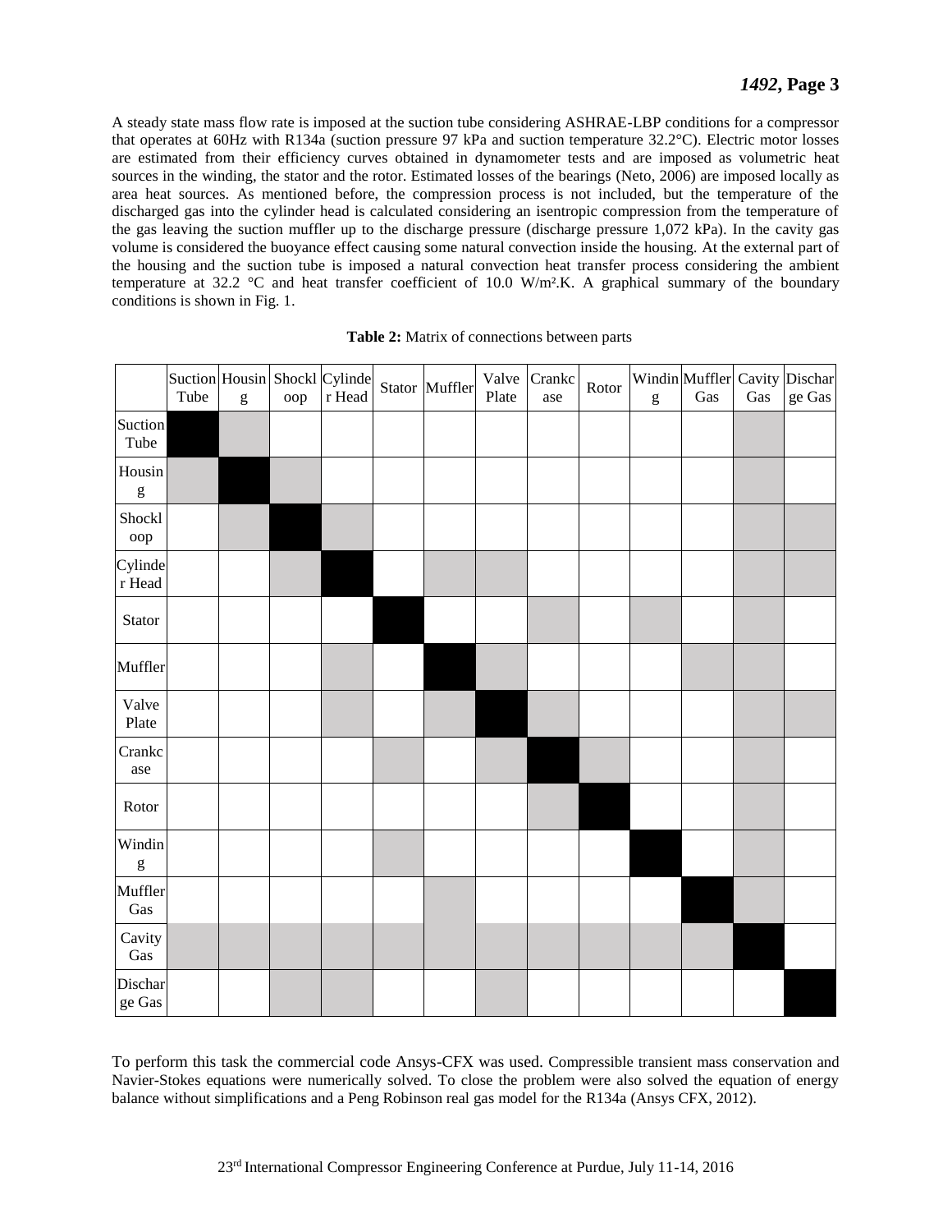A steady state mass flow rate is imposed at the suction tube considering ASHRAE-LBP conditions for a compressor that operates at 60Hz with R134a (suction pressure 97 kPa and suction temperature 32.2°C). Electric motor losses are estimated from their efficiency curves obtained in dynamometer tests and are imposed as volumetric heat sources in the winding, the stator and the rotor. Estimated losses of the bearings (Neto, 2006) are imposed locally as area heat sources. As mentioned before, the compression process is not included, but the temperature of the discharged gas into the cylinder head is calculated considering an isentropic compression from the temperature of the gas leaving the suction muffler up to the discharge pressure (discharge pressure 1,072 kPa). In the cavity gas volume is considered the buoyance effect causing some natural convection inside the housing. At the external part of the housing and the suction tube is imposed a natural convection heat transfer process considering the ambient temperature at 32.2 °C and heat transfer coefficient of 10.0 W/m².K. A graphical summary of the boundary conditions is shown in Fig. 1.

**Table 2:** Matrix of connections between parts

|  | Suction Tube | Housing | Shockloop | Cylinder Head | Stator | Muffler | Valve Plate | Crankcase | Rotor | Winding | Muffler Gas | Cavity Gas | Discharge Gas |
|---|---|---|---|---|---|---|---|---|---|---|---|---|---|
| Suction Tube | ■ | X |  |  |  |  |  |  |  |  |  | X |  |
| Housing | X | ■ | X |  |  |  |  |  |  |  |  | X |  |
| Shockloop |  | X | ■ | X |  |  |  |  |  |  |  | X | X |
| Cylinder Head |  |  | X | ■ |  | X | X |  |  |  |  | X | X |
| Stator |  |  |  |  | ■ |  |  | X |  | X |  | X |  |
| Muffler |  |  |  | X |  | ■ | X |  |  |  | X | X |  |
| Valve Plate |  |  |  | X |  | X | ■ | X |  |  |  | X | X |
| Crankcase |  |  |  |  | X |  | X | ■ | X |  |  | X |  |
| Rotor |  |  |  |  |  |  |  | X | ■ |  |  | X |  |
| Winding |  |  |  |  | X |  |  |  |  | ■ |  | X |  |
| Muffler Gas |  |  |  |  |  | X |  |  |  |  | ■ | X |  |
| Cavity Gas | X | X | X | X | X | X | X | X | X | X | X | ■ |  |
| Discharge Gas |  |  | X | X |  |  | X |  |  |  |  |  | ■ |

To perform this task the commercial code Ansys-CFX was used. Compressible transient mass conservation and Navier-Stokes equations were numerically solved. To close the problem were also solved the equation of energy balance without simplifications and a Peng Robinson real gas model for the R134a (Ansys CFX, 2012).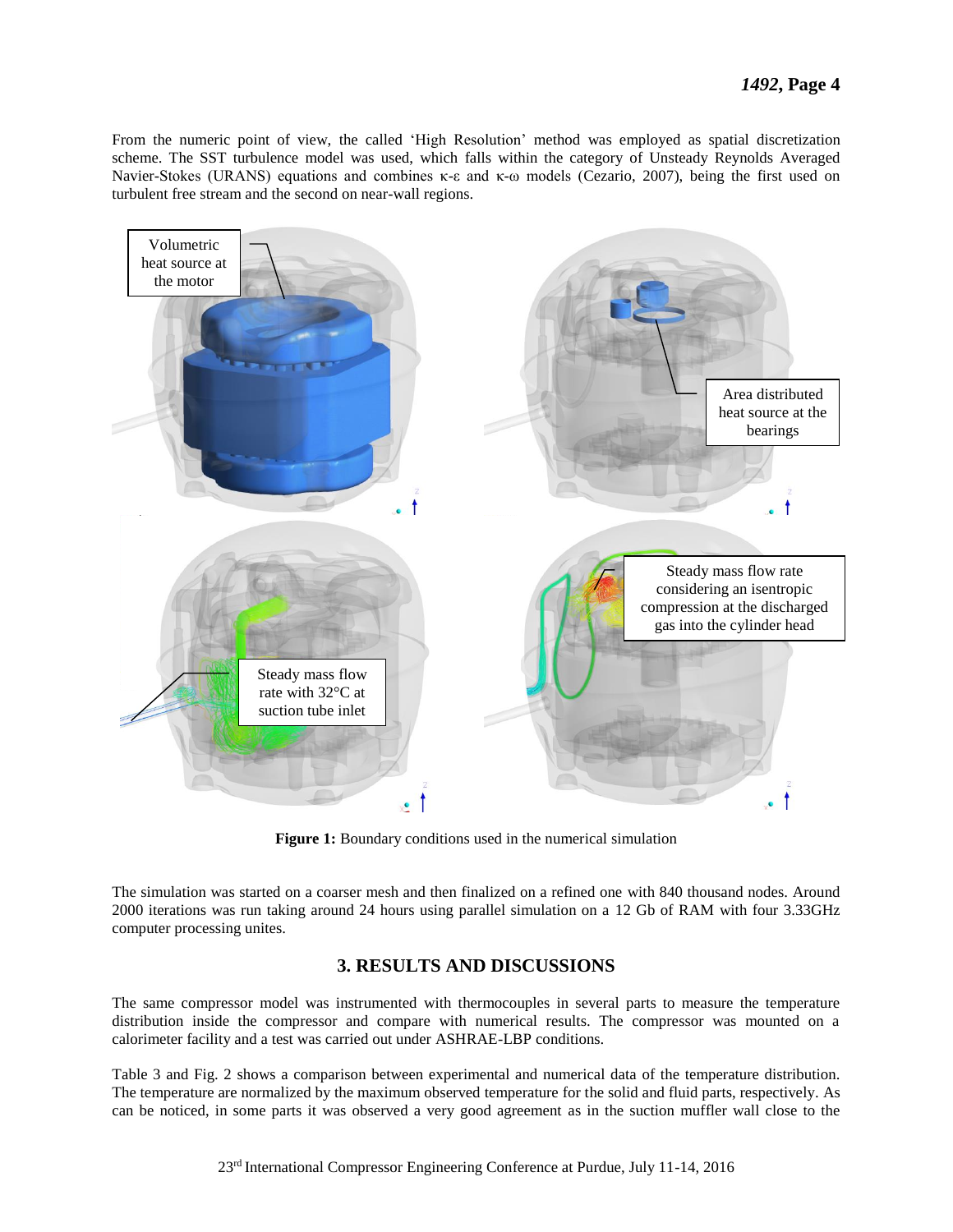From the numeric point of view, the called 'High Resolution' method was employed as spatial discretization scheme. The SST turbulence model was used, which falls within the category of Unsteady Reynolds Averaged Navier-Stokes (URANS) equations and combines κ-ε and κ-ω models (Cezario, 2007), being the first used on turbulent free stream and the second on near-wall regions.

**Figure 1:** Boundary conditions used in the numerical simulation

The simulation was started on a coarser mesh and then finalized on a refined one with 840 thousand nodes. Around 2000 iterations was run taking around 24 hours using parallel simulation on a 12 Gb of RAM with four 3.33GHz computer processing unites.

## 3. RESULTS AND DISCUSSIONS

The same compressor model was instrumented with thermocouples in several parts to measure the temperature distribution inside the compressor and compare with numerical results. The compressor was mounted on a calorimeter facility and a test was carried out under ASHRAE-LBP conditions.

Table 3 and Fig. 2 shows a comparison between experimental and numerical data of the temperature distribution. The temperature are normalized by the maximum observed temperature for the solid and fluid parts, respectively. As can be noticed, in some parts it was observed a very good agreement as in the suction muffler wall close to the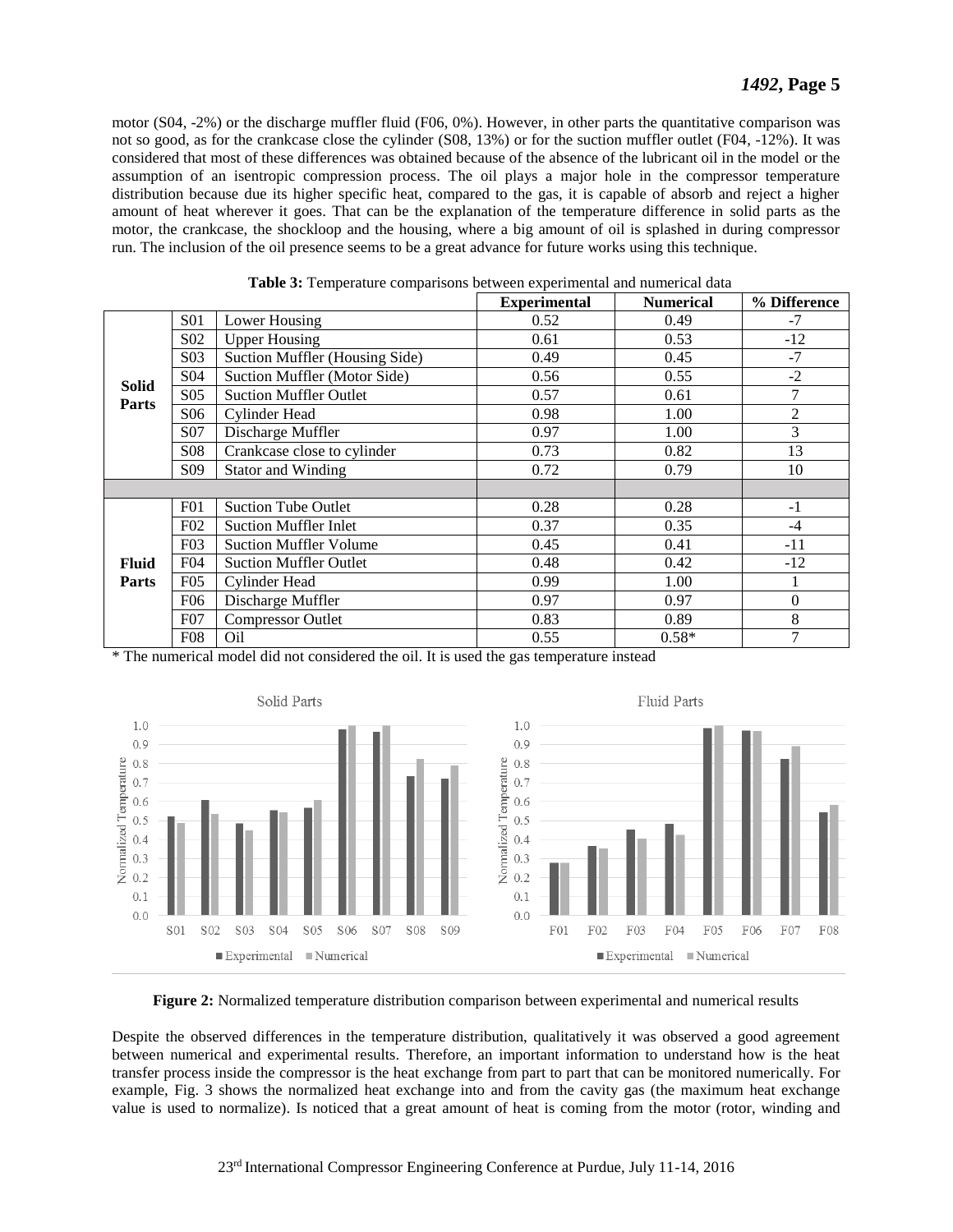motor (S04, -2%) or the discharge muffler fluid (F06, 0%). However, in other parts the quantitative comparison was not so good, as for the crankcase close the cylinder (S08, 13%) or for the suction muffler outlet (F04, -12%). It was considered that most of these differences was obtained because of the absence of the lubricant oil in the model or the assumption of an isentropic compression process. The oil plays a major hole in the compressor temperature distribution because due its higher specific heat, compared to the gas, it is capable of absorb and reject a higher amount of heat wherever it goes. That can be the explanation of the temperature difference in solid parts as the motor, the crankcase, the shockloop and the housing, where a big amount of oil is splashed in during compressor run. The inclusion of the oil presence seems to be a great advance for future works using this technique.

**Table 3:** Temperature comparisons between experimental and numerical data

| | | | Experimental | Numerical | % Difference |
|---|---|---|---|---|---|
| **Solid Parts** | S01 | Lower Housing | 0.52 | 0.49 | -7 |
| | S02 | Upper Housing | 0.61 | 0.53 | -12 |
| | S03 | Suction Muffler (Housing Side) | 0.49 | 0.45 | -7 |
| | S04 | Suction Muffler (Motor Side) | 0.56 | 0.55 | -2 |
| | S05 | Suction Muffler Outlet | 0.57 | 0.61 | 7 |
| | S06 | Cylinder Head | 0.98 | 1.00 | 2 |
| | S07 | Discharge Muffler | 0.97 | 1.00 | 3 |
| | S08 | Crankcase close to cylinder | 0.73 | 0.82 | 13 |
| | S09 | Stator and Winding | 0.72 | 0.79 | 10 |
| | | | | | |
| **Fluid Parts** | F01 | Suction Tube Outlet | 0.28 | 0.28 | -1 |
| | F02 | Suction Muffler Inlet | 0.37 | 0.35 | -4 |
| | F03 | Suction Muffler Volume | 0.45 | 0.41 | -11 |
| | F04 | Suction Muffler Outlet | 0.48 | 0.42 | -12 |
| | F05 | Cylinder Head | 0.99 | 1.00 | 1 |
| | F06 | Discharge Muffler | 0.97 | 0.97 | 0 |
| | F07 | Compressor Outlet | 0.83 | 0.89 | 8 |
| | F08 | Oil | 0.55 | 0.58* | 7 |

\* The numerical model did not considered the oil. It is used the gas temperature instead

**Figure 2:** Normalized temperature distribution comparison between experimental and numerical results

Despite the observed differences in the temperature distribution, qualitatively it was observed a good agreement between numerical and experimental results. Therefore, an important information to understand how is the heat transfer process inside the compressor is the heat exchange from part to part that can be monitored numerically. For example, Fig. 3 shows the normalized heat exchange into and from the cavity gas (the maximum heat exchange value is used to normalize). Is noticed that a great amount of heat is coming from the motor (rotor, winding and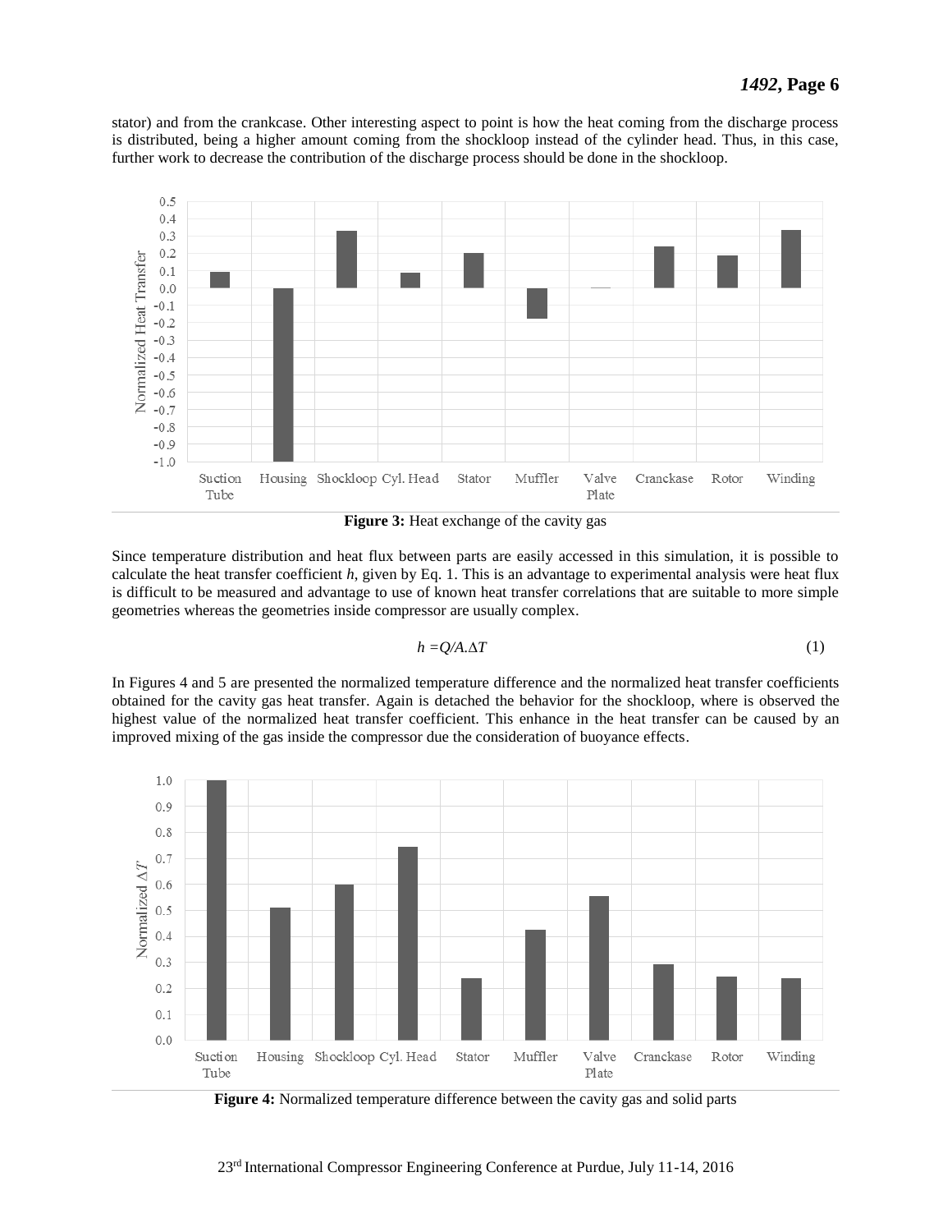stator) and from the crankcase. Other interesting aspect to point is how the heat coming from the discharge process is distributed, being a higher amount coming from the shockloop instead of the cylinder head. Thus, in this case, further work to decrease the contribution of the discharge process should be done in the shockloop.

**Figure 3:** Heat exchange of the cavity gas

Since temperature distribution and heat flux between parts are easily accessed in this simulation, it is possible to calculate the heat transfer coefficient *h*, given by Eq. 1. This is an advantage to experimental analysis were heat flux is difficult to be measured and advantage to use of known heat transfer correlations that are suitable to more simple geometries whereas the geometries inside compressor are usually complex.

$$h = Q/A.\Delta T \tag{1}$$

In Figures 4 and 5 are presented the normalized temperature difference and the normalized heat transfer coefficients obtained for the cavity gas heat transfer. Again is detached the behavior for the shockloop, where is observed the highest value of the normalized heat transfer coefficient. This enhance in the heat transfer can be caused by an improved mixing of the gas inside the compressor due the consideration of buoyance effects.

**Figure 4:** Normalized temperature difference between the cavity gas and solid parts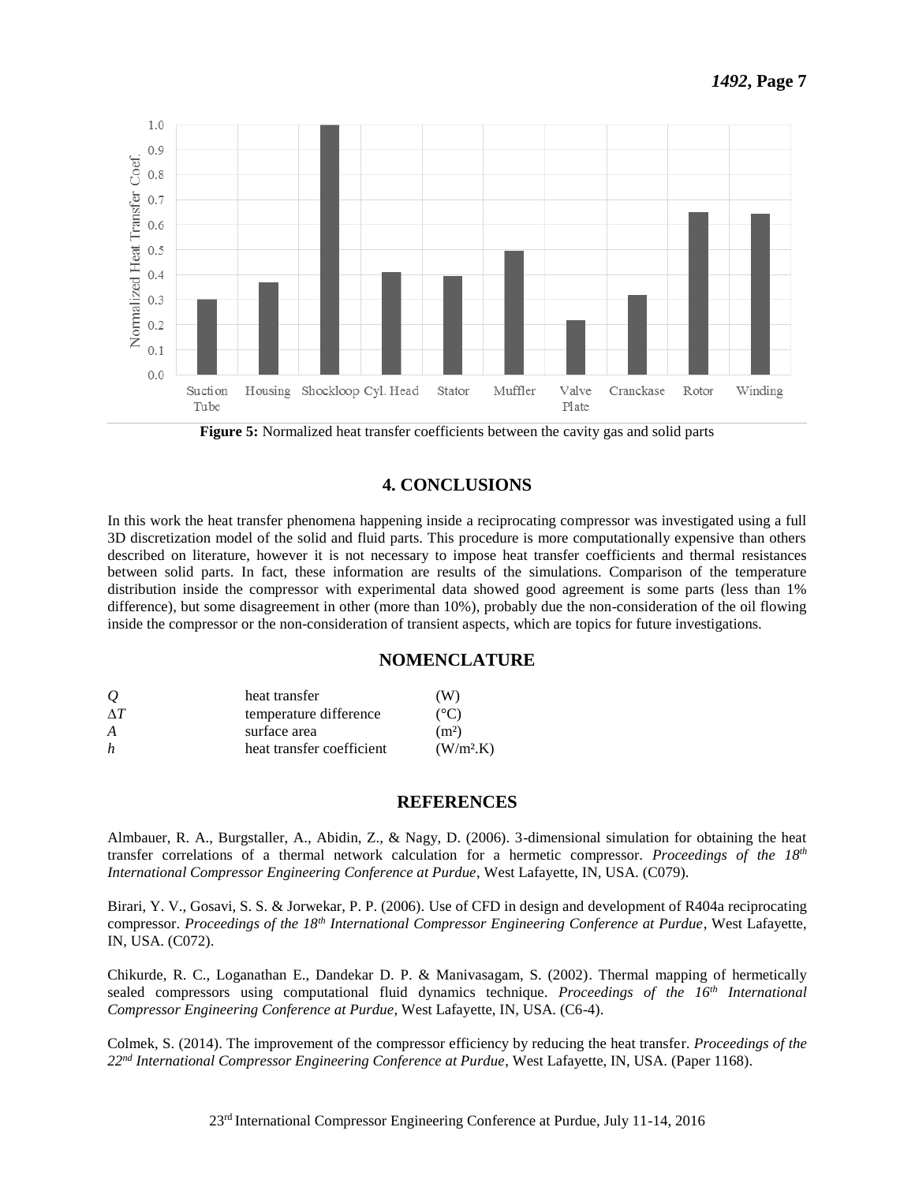Figure 5: Normalized heat transfer coefficients between the cavity gas and solid parts

## 4. CONCLUSIONS

In this work the heat transfer phenomena happening inside a reciprocating compressor was investigated using a full 3D discretization model of the solid and fluid parts. This procedure is more computationally expensive than others described on literature, however it is not necessary to impose heat transfer coefficients and thermal resistances between solid parts. In fact, these information are results of the simulations. Comparison of the temperature distribution inside the compressor with experimental data showed good agreement is some parts (less than 1% difference), but some disagreement in other (more than 10%), probably due the non-consideration of the oil flowing inside the compressor or the non-consideration of transient aspects, which are topics for future investigations.

## NOMENCLATURE

| | | |
|---|---|---|
| $Q$ | heat transfer | (W) |
| $\Delta T$ | temperature difference | (°C) |
| $A$ | surface area | (m²) |
| $h$ | heat transfer coefficient | (W/m².K) |

## REFERENCES

Almbauer, R. A., Burgstaller, A., Abidin, Z., & Nagy, D. (2006). 3-dimensional simulation for obtaining the heat transfer correlations of a thermal network calculation for a hermetic compressor. *Proceedings of the 18th International Compressor Engineering Conference at Purdue*, West Lafayette, IN, USA. (C079).

Birari, Y. V., Gosavi, S. S. & Jorwekar, P. P. (2006). Use of CFD in design and development of R404a reciprocating compressor. *Proceedings of the 18th International Compressor Engineering Conference at Purdue*, West Lafayette, IN, USA. (C072).

Chikurde, R. C., Loganathan E., Dandekar D. P. & Manivasagam, S. (2002). Thermal mapping of hermetically sealed compressors using computational fluid dynamics technique. *Proceedings of the 16th International Compressor Engineering Conference at Purdue*, West Lafayette, IN, USA. (C6-4).

Colmek, S. (2014). The improvement of the compressor efficiency by reducing the heat transfer. *Proceedings of the 22nd International Compressor Engineering Conference at Purdue*, West Lafayette, IN, USA. (Paper 1168).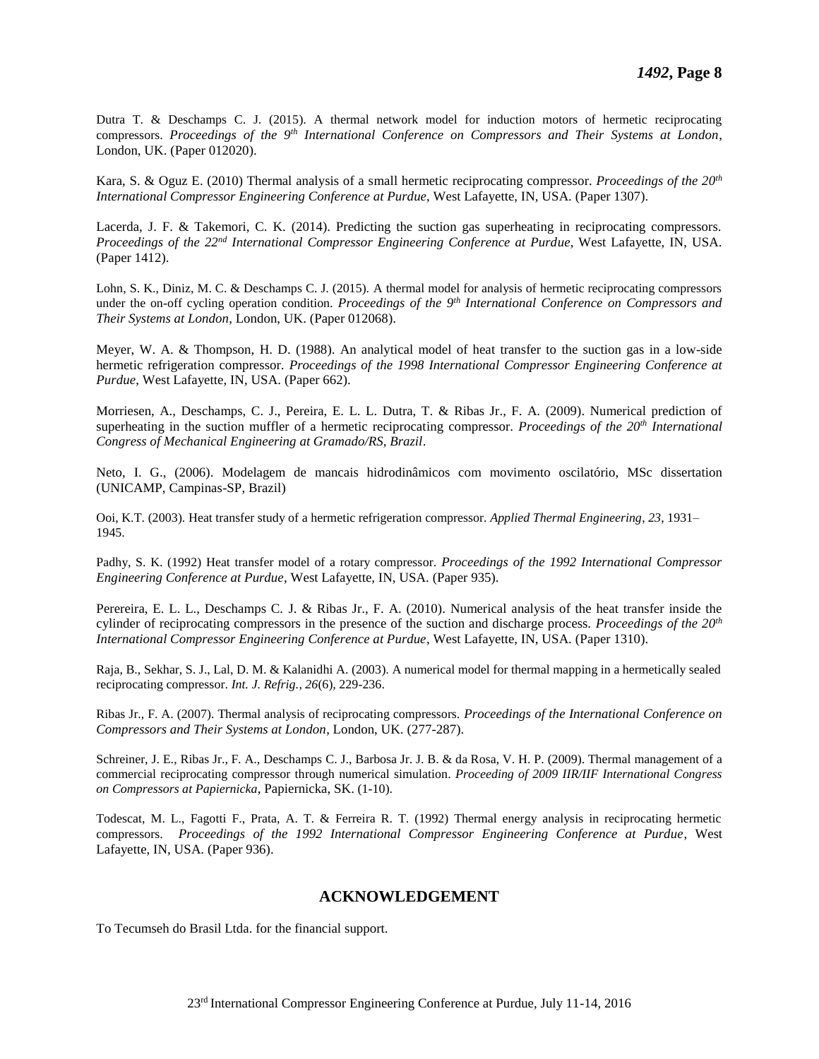Dutra T. & Deschamps C. J. (2015). A thermal network model for induction motors of hermetic reciprocating compressors. *Proceedings of the 9th International Conference on Compressors and Their Systems at London*, London, UK. (Paper 012020).

Kara, S. & Oguz E. (2010) Thermal analysis of a small hermetic reciprocating compressor. *Proceedings of the 20th International Compressor Engineering Conference at Purdue*, West Lafayette, IN, USA. (Paper 1307).

Lacerda, J. F. & Takemori, C. K. (2014). Predicting the suction gas superheating in reciprocating compressors. *Proceedings of the 22nd International Compressor Engineering Conference at Purdue*, West Lafayette, IN, USA. (Paper 1412).

Lohn, S. K., Diniz, M. C. & Deschamps C. J. (2015). A thermal model for analysis of hermetic reciprocating compressors under the on-off cycling operation condition. *Proceedings of the 9th International Conference on Compressors and Their Systems at London*, London, UK. (Paper 012068).

Meyer, W. A. & Thompson, H. D. (1988). An analytical model of heat transfer to the suction gas in a low-side hermetic refrigeration compressor. *Proceedings of the 1998 International Compressor Engineering Conference at Purdue*, West Lafayette, IN, USA. (Paper 662).

Morriesen, A., Deschamps, C. J., Pereira, E. L. L. Dutra, T. & Ribas Jr., F. A. (2009). Numerical prediction of superheating in the suction muffler of a hermetic reciprocating compressor. *Proceedings of the 20th International Congress of Mechanical Engineering at Gramado/RS, Brazil*.

Neto, I. G., (2006). Modelagem de mancais hidrodinâmicos com movimento oscilatório, MSc dissertation (UNICAMP, Campinas-SP, Brazil)

Ooi, K.T. (2003). Heat transfer study of a hermetic refrigeration compressor. *Applied Thermal Engineering*, *23*, 1931–1945.

Padhy, S. K. (1992) Heat transfer model of a rotary compressor. *Proceedings of the 1992 International Compressor Engineering Conference at Purdue*, West Lafayette, IN, USA. (Paper 935).

Perereira, E. L. L., Deschamps C. J. & Ribas Jr., F. A. (2010). Numerical analysis of the heat transfer inside the cylinder of reciprocating compressors in the presence of the suction and discharge process. *Proceedings of the 20th International Compressor Engineering Conference at Purdue*, West Lafayette, IN, USA. (Paper 1310).

Raja, B., Sekhar, S. J., Lal, D. M. & Kalanidhi A. (2003). A numerical model for thermal mapping in a hermetically sealed reciprocating compressor. *Int. J. Refrig.*, *26*(6), 229-236.

Ribas Jr., F. A. (2007). Thermal analysis of reciprocating compressors. *Proceedings of the International Conference on Compressors and Their Systems at London*, London, UK. (277-287).

Schreiner, J. E., Ribas Jr., F. A., Deschamps C. J., Barbosa Jr. J. B. & da Rosa, V. H. P. (2009). Thermal management of a commercial reciprocating compressor through numerical simulation. *Proceeding of 2009 IIR/IIF International Congress on Compressors at Papiernicka*, Papiernicka, SK. (1-10).

Todescat, M. L., Fagotti F., Prata, A. T. & Ferreira R. T. (1992) Thermal energy analysis in reciprocating hermetic compressors. *Proceedings of the 1992 International Compressor Engineering Conference at Purdue*, West Lafayette, IN, USA. (Paper 936).

## ACKNOWLEDGEMENT

To Tecumseh do Brasil Ltda. for the financial support.